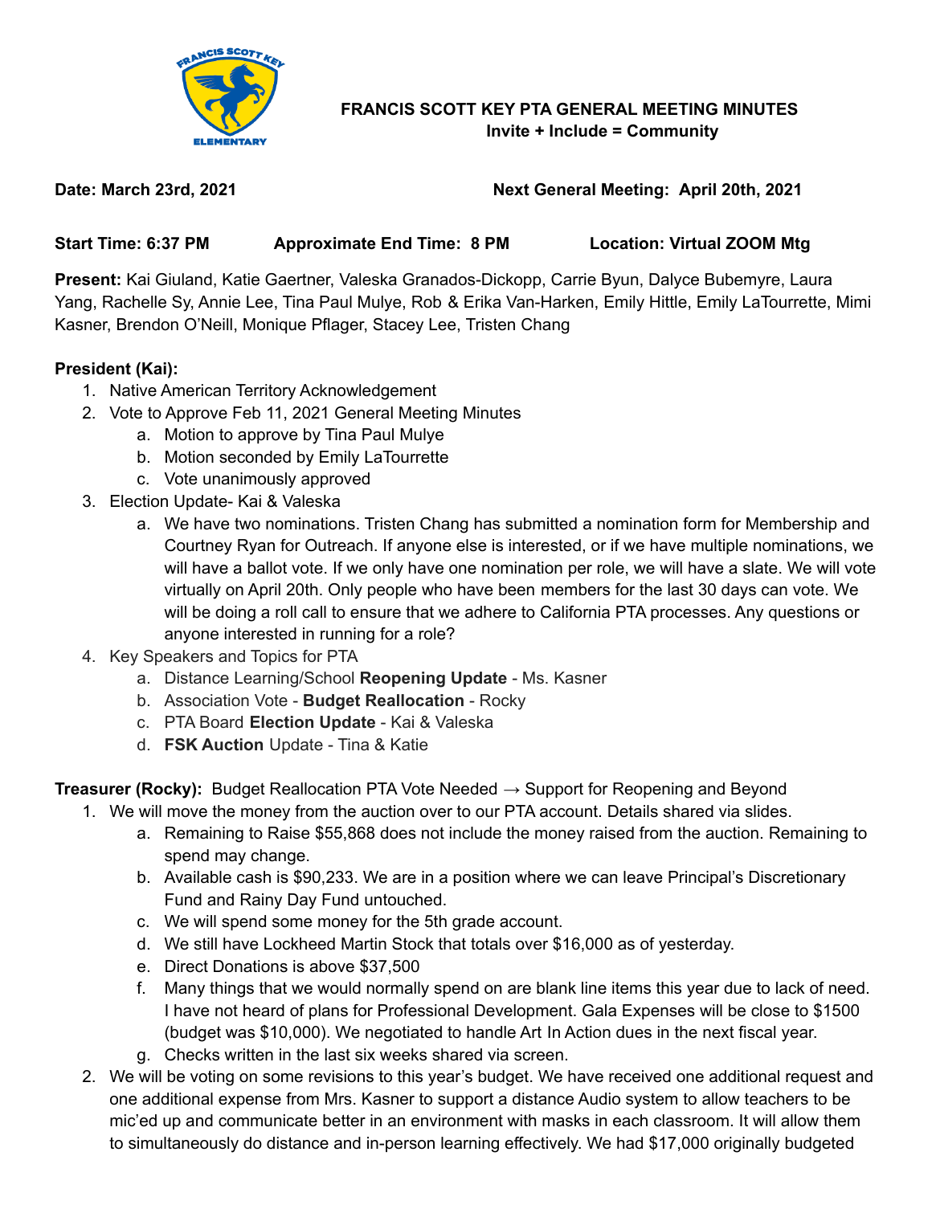# FRANCIS SCOTT KEY PTA GENERAL MEETING MINUTES

**Invite + Include = Community**

**Date: March 23rd, 2021** **Next General Meeting: April 20th, 2021**

**Start Time: 6:37 PM** **Approximate End Time: 8 PM** **Location: Virtual ZOOM Mtg**

**Present:** Kai Giuland, Katie Gaertner, Valeska Granados-Dickopp, Carrie Byun, Dalyce Bubemyre, Laura Yang, Rachelle Sy, Annie Lee, Tina Paul Mulye, Rob & Erika Van-Harken, Emily Hittle, Emily LaTourrette, Mimi Kasner, Brendon O'Neill, Monique Pflager, Stacey Lee, Tristen Chang

**President (Kai):**

1. Native American Territory Acknowledgement
2. Vote to Approve Feb 11, 2021 General Meeting Minutes
   a. Motion to approve by Tina Paul Mulye
   b. Motion seconded by Emily LaTourrette
   c. Vote unanimously approved
3. Election Update- Kai & Valeska
   a. We have two nominations. Tristen Chang has submitted a nomination form for Membership and Courtney Ryan for Outreach. If anyone else is interested, or if we have multiple nominations, we will have a ballot vote. If we only have one nomination per role, we will have a slate. We will vote virtually on April 20th. Only people who have been members for the last 30 days can vote. We will be doing a roll call to ensure that we adhere to California PTA processes. Any questions or anyone interested in running for a role?
4. Key Speakers and Topics for PTA
   a. Distance Learning/School **Reopening Update** - Ms. Kasner
   b. Association Vote - **Budget Reallocation** - Rocky
   c. PTA Board **Election Update** - Kai & Valeska
   d. **FSK Auction** Update - Tina & Katie

**Treasurer (Rocky):** Budget Reallocation PTA Vote Needed → Support for Reopening and Beyond

1. We will move the money from the auction over to our PTA account. Details shared via slides.
   a. Remaining to Raise $55,868 does not include the money raised from the auction. Remaining to spend may change.
   b. Available cash is $90,233. We are in a position where we can leave Principal's Discretionary Fund and Rainy Day Fund untouched.
   c. We will spend some money for the 5th grade account.
   d. We still have Lockheed Martin Stock that totals over $16,000 as of yesterday.
   e. Direct Donations is above $37,500
   f. Many things that we would normally spend on are blank line items this year due to lack of need. I have not heard of plans for Professional Development. Gala Expenses will be close to $1500 (budget was $10,000). We negotiated to handle Art In Action dues in the next fiscal year.
   g. Checks written in the last six weeks shared via screen.
2. We will be voting on some revisions to this year's budget. We have received one additional request and one additional expense from Mrs. Kasner to support a distance Audio system to allow teachers to be mic'ed up and communicate better in an environment with masks in each classroom. It will allow them to simultaneously do distance and in-person learning effectively. We had $17,000 originally budgeted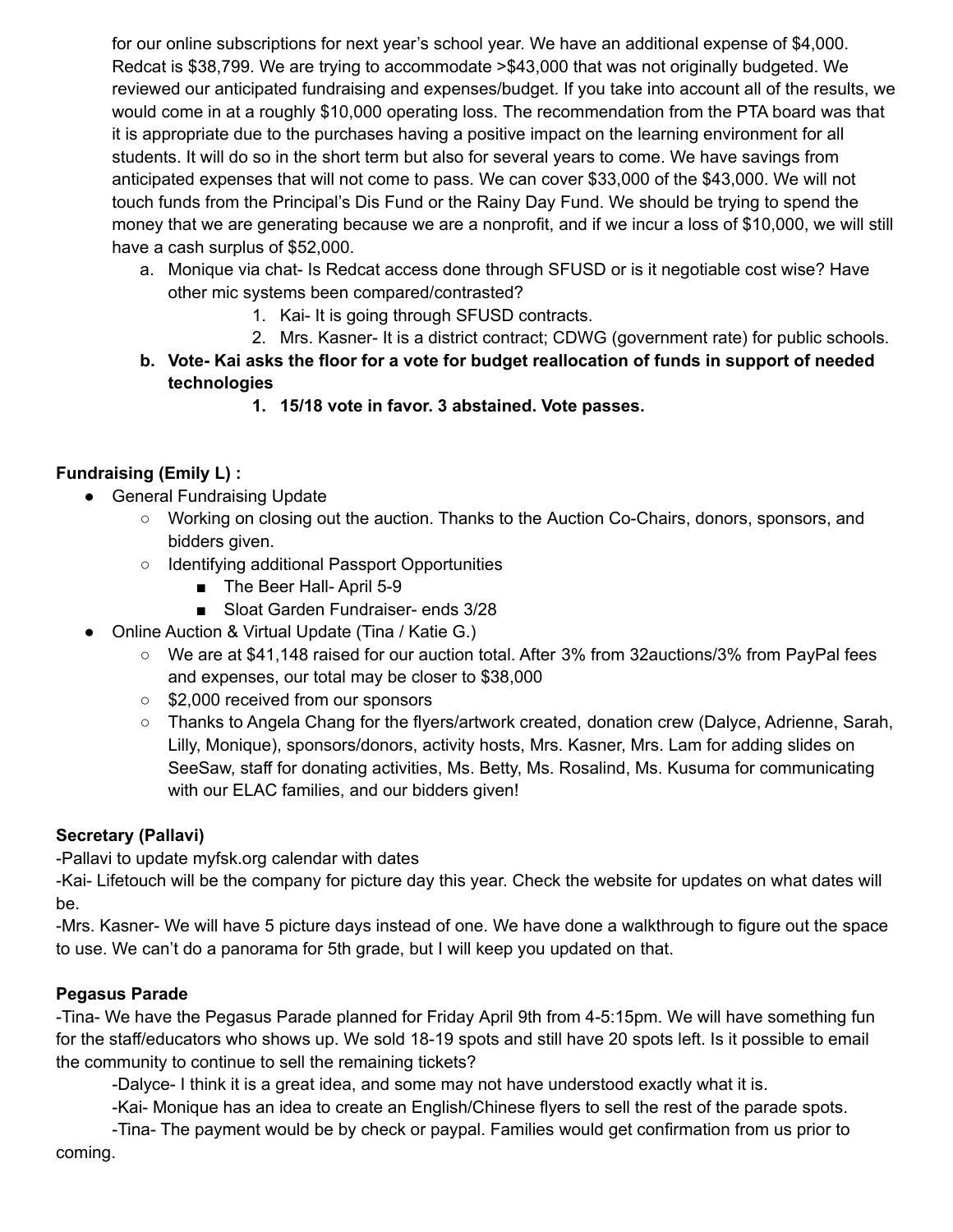for our online subscriptions for next year's school year. We have an additional expense of $4,000. Redcat is $38,799. We are trying to accommodate >$43,000 that was not originally budgeted. We reviewed our anticipated fundraising and expenses/budget. If you take into account all of the results, we would come in at a roughly $10,000 operating loss. The recommendation from the PTA board was that it is appropriate due to the purchases having a positive impact on the learning environment for all students. It will do so in the short term but also for several years to come. We have savings from anticipated expenses that will not come to pass. We can cover $33,000 of the $43,000. We will not touch funds from the Principal's Dis Fund or the Rainy Day Fund. We should be trying to spend the money that we are generating because we are a nonprofit, and if we incur a loss of $10,000, we will still have a cash surplus of $52,000.

a. Monique via chat- Is Redcat access done through SFUSD or is it negotiable cost wise? Have other mic systems been compared/contrasted?
    1. Kai- It is going through SFUSD contracts.
    2. Mrs. Kasner- It is a district contract; CDWG (government rate) for public schools.

**b. Vote- Kai asks the floor for a vote for budget reallocation of funds in support of needed technologies**
    **1. 15/18 vote in favor. 3 abstained. Vote passes.**

**Fundraising (Emily L) :**

- General Fundraising Update
    - Working on closing out the auction. Thanks to the Auction Co-Chairs, donors, sponsors, and bidders given.
    - Identifying additional Passport Opportunities
        - The Beer Hall- April 5-9
        - Sloat Garden Fundraiser- ends 3/28
- Online Auction & Virtual Update (Tina / Katie G.)
    - We are at $41,148 raised for our auction total. After 3% from 32auctions/3% from PayPal fees and expenses, our total may be closer to $38,000
    - $2,000 received from our sponsors
    - Thanks to Angela Chang for the flyers/artwork created, donation crew (Dalyce, Adrienne, Sarah, Lilly, Monique), sponsors/donors, activity hosts, Mrs. Kasner, Mrs. Lam for adding slides on SeeSaw, staff for donating activities, Ms. Betty, Ms. Rosalind, Ms. Kusuma for communicating with our ELAC families, and our bidders given!

**Secretary (Pallavi)**

-Pallavi to update myfsk.org calendar with dates

-Kai- Lifetouch will be the company for picture day this year. Check the website for updates on what dates will be.

-Mrs. Kasner- We will have 5 picture days instead of one. We have done a walkthrough to figure out the space to use. We can't do a panorama for 5th grade, but I will keep you updated on that.

**Pegasus Parade**

-Tina- We have the Pegasus Parade planned for Friday April 9th from 4-5:15pm. We will have something fun for the staff/educators who shows up. We sold 18-19 spots and still have 20 spots left. Is it possible to email the community to continue to sell the remaining tickets?

-Dalyce- I think it is a great idea, and some may not have understood exactly what it is.

-Kai- Monique has an idea to create an English/Chinese flyers to sell the rest of the parade spots.

-Tina- The payment would be by check or paypal. Families would get confirmation from us prior to coming.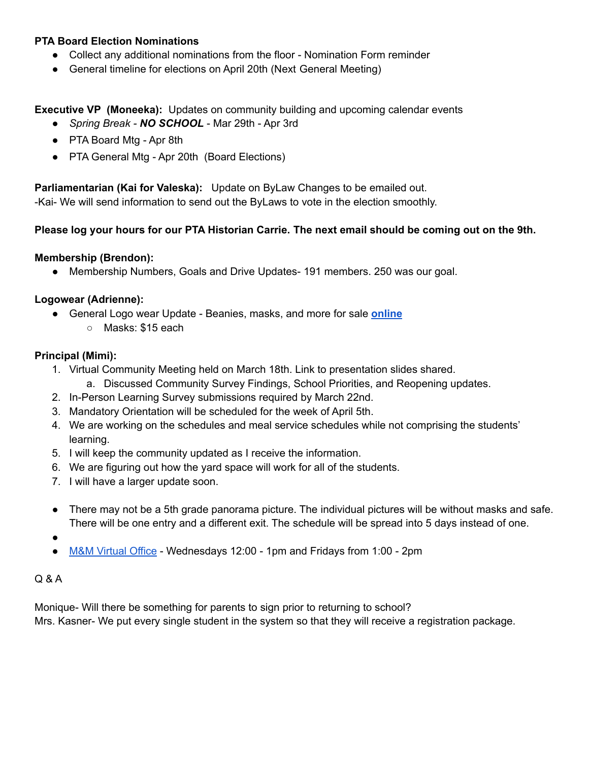**PTA Board Election Nominations**

- Collect any additional nominations from the floor - Nomination Form reminder
- General timeline for elections on April 20th (Next General Meeting)

**Executive VP (Moneeka):** Updates on community building and upcoming calendar events

- *Spring Break* - ***NO SCHOOL*** - Mar 29th - Apr 3rd
- PTA Board Mtg - Apr 8th
- PTA General Mtg - Apr 20th (Board Elections)

**Parliamentarian (Kai for Valeska):** Update on ByLaw Changes to be emailed out.
-Kai- We will send information to send out the ByLaws to vote in the election smoothly.

**Please log your hours for our PTA Historian Carrie. The next email should be coming out on the 9th.**

**Membership (Brendon):**

- Membership Numbers, Goals and Drive Updates- 191 members. 250 was our goal.

**Logowear (Adrienne):**

- General Logo wear Update - Beanies, masks, and more for sale **online**
  - Masks: $15 each

**Principal (Mimi):**

1. Virtual Community Meeting held on March 18th. Link to presentation slides shared.
   a. Discussed Community Survey Findings, School Priorities, and Reopening updates.
2. In-Person Learning Survey submissions required by March 22nd.
3. Mandatory Orientation will be scheduled for the week of April 5th.
4. We are working on the schedules and meal service schedules while not comprising the students' learning.
5. I will keep the community updated as I receive the information.
6. We are figuring out how the yard space will work for all of the students.
7. I will have a larger update soon.

- There may not be a 5th grade panorama picture. The individual pictures will be without masks and safe. There will be one entry and a different exit. The schedule will be spread into 5 days instead of one.
- 
- M&M Virtual Office - Wednesdays 12:00 - 1pm and Fridays from 1:00 - 2pm

Q & A

Monique- Will there be something for parents to sign prior to returning to school?
Mrs. Kasner- We put every single student in the system so that they will receive a registration package.